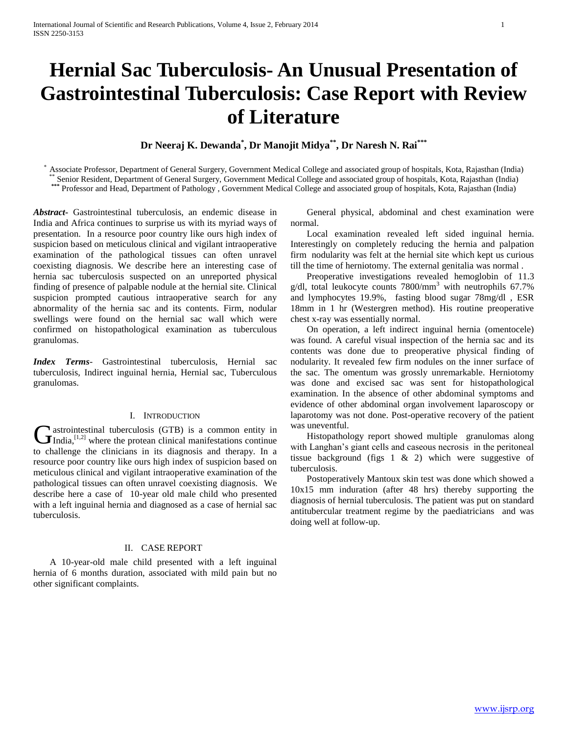# Hernial Sac Tuberculosis- An Unusual Presentation of Gastrointestinal Tuberculosis: Case Report with Review of Literature

**Dr Neeraj K. Dewanda[*], Dr Manojit Midya[**], Dr Naresh N. Rai[***]**

[*] Associate Professor, Department of General Surgery, Government Medical College and associated group of hospitals, Kota, Rajasthan (India)
[**] Senior Resident, Department of General Surgery, Government Medical College and associated group of hospitals, Kota, Rajasthan (India)
[***] Professor and Head, Department of Pathology , Government Medical College and associated group of hospitals, Kota, Rajasthan (India)

***Abstract-*** Gastrointestinal tuberculosis, an endemic disease in India and Africa continues to surprise us with its myriad ways of presentation. In a resource poor country like ours high index of suspicion based on meticulous clinical and vigilant intraoperative examination of the pathological tissues can often unravel coexisting diagnosis. We describe here an interesting case of hernia sac tuberculosis suspected on an unreported physical finding of presence of palpable nodule at the hernial site. Clinical suspicion prompted cautious intraoperative search for any abnormality of the hernia sac and its contents. Firm, nodular swellings were found on the hernial sac wall which were confirmed on histopathological examination as tuberculous granulomas.

***Index Terms-*** Gastrointestinal tuberculosis, Hernial sac tuberculosis, Indirect inguinal hernia, Hernial sac, Tuberculous granulomas.

## I. Introduction

Gastrointestinal tuberculosis (GTB) is a common entity in India,[1,2] where the protean clinical manifestations continue to challenge the clinicians in its diagnosis and therapy. In a resource poor country like ours high index of suspicion based on meticulous clinical and vigilant intraoperative examination of the pathological tissues can often unravel coexisting diagnosis. We describe here a case of 10-year old male child who presented with a left inguinal hernia and diagnosed as a case of hernial sac tuberculosis.

## II. Case Report

A 10-year-old male child presented with a left inguinal hernia of 6 months duration, associated with mild pain but no other significant complaints.

General physical, abdominal and chest examination were normal.

Local examination revealed left sided inguinal hernia. Interestingly on completely reducing the hernia and palpation firm nodularity was felt at the hernial site which kept us curious till the time of herniotomy. The external genitalia was normal .

Preoperative investigations revealed hemoglobin of 11.3 g/dl, total leukocyte counts 7800/mm$^3$ with neutrophils 67.7% and lymphocytes 19.9%, fasting blood sugar 78mg/dl , ESR 18mm in 1 hr (Westergren method). His routine preoperative chest x-ray was essentially normal.

On operation, a left indirect inguinal hernia (omentocele) was found. A careful visual inspection of the hernia sac and its contents was done due to preoperative physical finding of nodularity. It revealed few firm nodules on the inner surface of the sac. The omentum was grossly unremarkable. Herniotomy was done and excised sac was sent for histopathological examination. In the absence of other abdominal symptoms and evidence of other abdominal organ involvement laparoscopy or laparotomy was not done. Post-operative recovery of the patient was uneventful.

Histopathology report showed multiple granulomas along with Langhan's giant cells and caseous necrosis in the peritoneal tissue background (figs 1 & 2) which were suggestive of tuberculosis.

Postoperatively Mantoux skin test was done which showed a 10x15 mm induration (after 48 hrs) thereby supporting the diagnosis of hernial tuberculosis. The patient was put on standard antitubercular treatment regime by the paediatricians and was doing well at follow-up.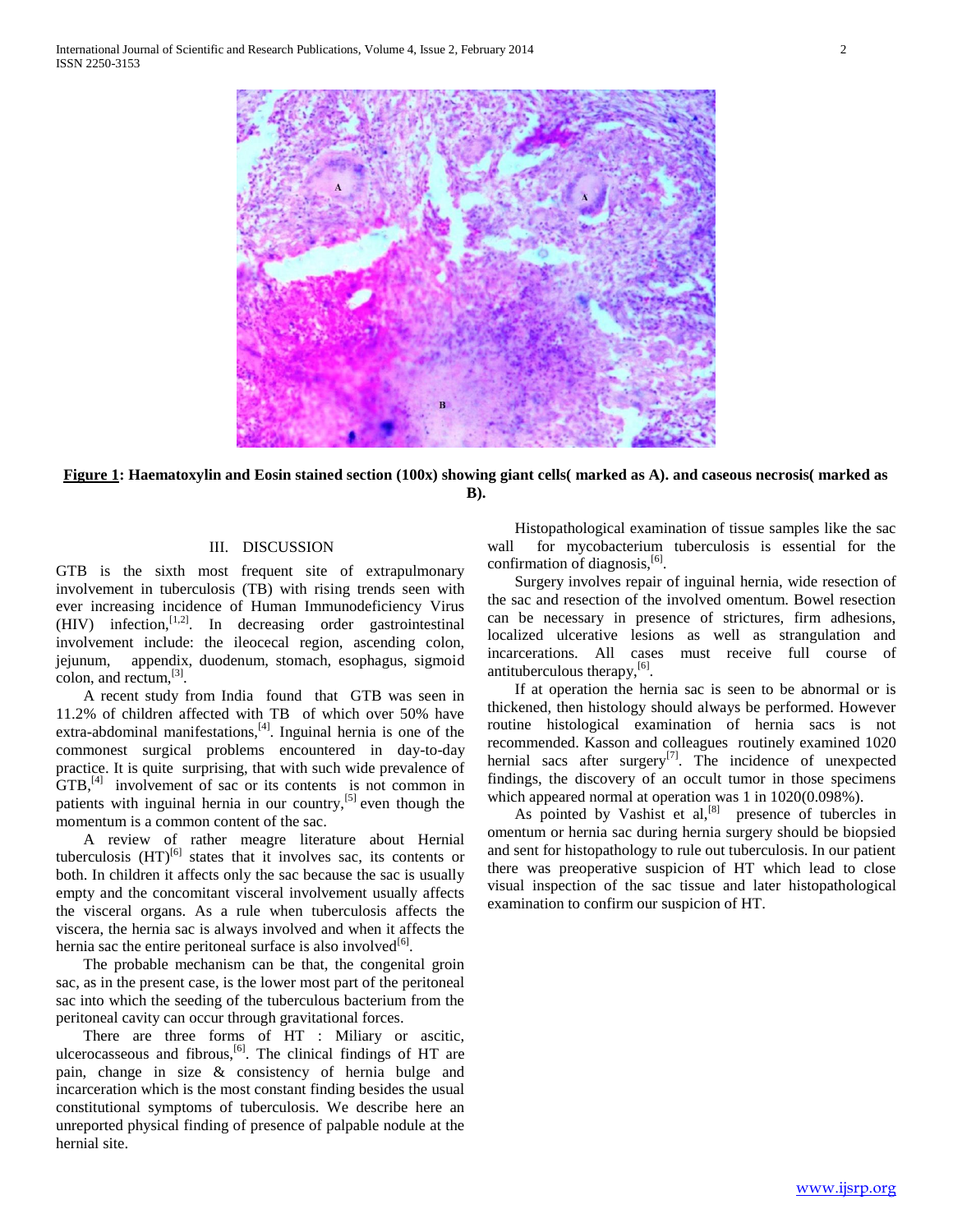**Figure 1: Haematoxylin and Eosin stained section (100x) showing giant cells( marked as A). and caseous necrosis( marked as B).**

## III. DISCUSSION

GTB is the sixth most frequent site of extrapulmonary involvement in tuberculosis (TB) with rising trends seen with ever increasing incidence of Human Immunodeficiency Virus (HIV) infection,[1,2]. In decreasing order gastrointestinal involvement include: the ileocecal region, ascending colon, jejunum, appendix, duodenum, stomach, esophagus, sigmoid colon, and rectum,[3].

A recent study from India found that GTB was seen in 11.2% of children affected with TB of which over 50% have extra-abdominal manifestations,[4]. Inguinal hernia is one of the commonest surgical problems encountered in day-to-day practice. It is quite surprising, that with such wide prevalence of GTB,[4] involvement of sac or its contents is not common in patients with inguinal hernia in our country,[5] even though the momentum is a common content of the sac.

A review of rather meagre literature about Hernial tuberculosis (HT)[6] states that it involves sac, its contents or both. In children it affects only the sac because the sac is usually empty and the concomitant visceral involvement usually affects the visceral organs. As a rule when tuberculosis affects the viscera, the hernia sac is always involved and when it affects the hernia sac the entire peritoneal surface is also involved[6].

The probable mechanism can be that, the congenital groin sac, as in the present case, is the lower most part of the peritoneal sac into which the seeding of the tuberculous bacterium from the peritoneal cavity can occur through gravitational forces.

There are three forms of HT : Miliary or ascitic, ulcerocasseous and fibrous,[6]. The clinical findings of HT are pain, change in size & consistency of hernia bulge and incarceration which is the most constant finding besides the usual constitutional symptoms of tuberculosis. We describe here an unreported physical finding of presence of palpable nodule at the hernial site.

Histopathological examination of tissue samples like the sac wall for mycobacterium tuberculosis is essential for the confirmation of diagnosis,[6].

Surgery involves repair of inguinal hernia, wide resection of the sac and resection of the involved omentum. Bowel resection can be necessary in presence of strictures, firm adhesions, localized ulcerative lesions as well as strangulation and incarcerations. All cases must receive full course of antituberculous therapy,[6].

If at operation the hernia sac is seen to be abnormal or is thickened, then histology should always be performed. However routine histological examination of hernia sacs is not recommended. Kasson and colleagues routinely examined 1020 hernial sacs after surgery[7]. The incidence of unexpected findings, the discovery of an occult tumor in those specimens which appeared normal at operation was 1 in 1020(0.098%).

As pointed by Vashist et al,[8] presence of tubercles in omentum or hernia sac during hernia surgery should be biopsied and sent for histopathology to rule out tuberculosis. In our patient there was preoperative suspicion of HT which lead to close visual inspection of the sac tissue and later histopathological examination to confirm our suspicion of HT.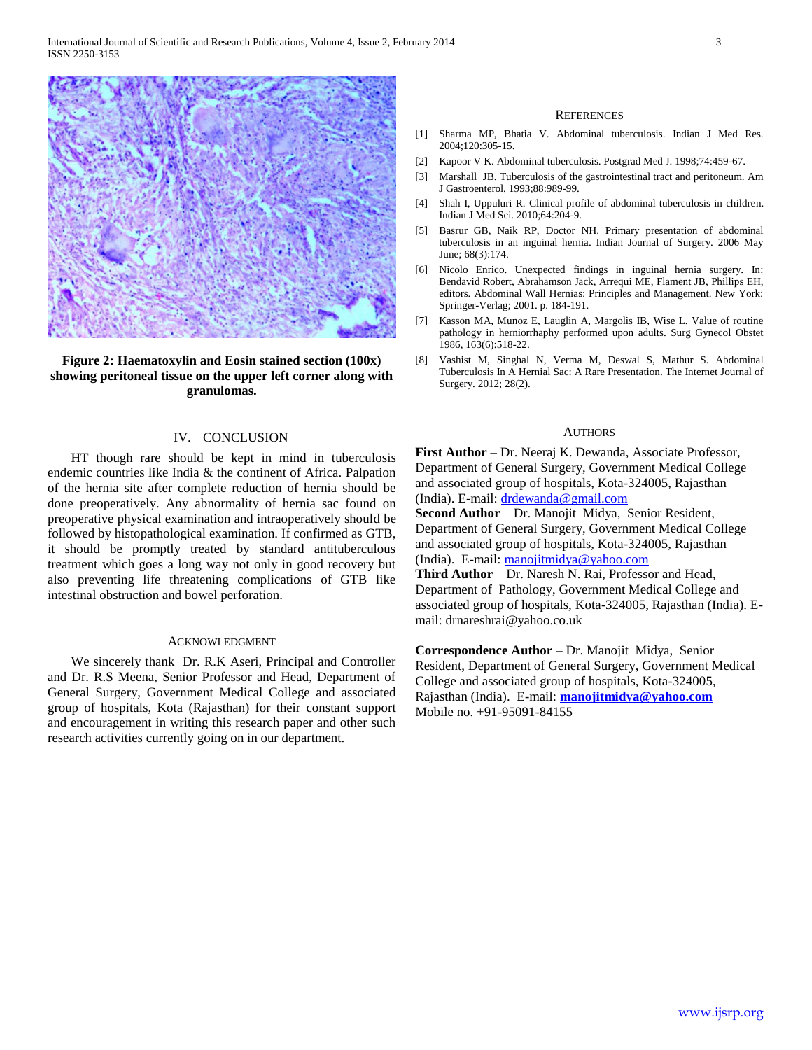**Figure 2: Haematoxylin and Eosin stained section (100x) showing peritoneal tissue on the upper left corner along with granulomas.**

## IV. CONCLUSION

HT though rare should be kept in mind in tuberculosis endemic countries like India & the continent of Africa. Palpation of the hernia site after complete reduction of hernia should be done preoperatively. Any abnormality of hernia sac found on preoperative physical examination and intraoperatively should be followed by histopathological examination. If confirmed as GTB, it should be promptly treated by standard antituberculous treatment which goes a long way not only in good recovery but also preventing life threatening complications of GTB like intestinal obstruction and bowel perforation.

## ACKNOWLEDGMENT

We sincerely thank Dr. R.K Aseri, Principal and Controller and Dr. R.S Meena, Senior Professor and Head, Department of General Surgery, Government Medical College and associated group of hospitals, Kota (Rajasthan) for their constant support and encouragement in writing this research paper and other such research activities currently going on in our department.

## REFERENCES

[1] Sharma MP, Bhatia V. Abdominal tuberculosis. Indian J Med Res. 2004;120:305-15.

[2] Kapoor V K. Abdominal tuberculosis. Postgrad Med J. 1998;74:459-67.

[3] Marshall JB. Tuberculosis of the gastrointestinal tract and peritoneum. Am J Gastroenterol. 1993;88:989-99.

[4] Shah I, Uppuluri R. Clinical profile of abdominal tuberculosis in children. Indian J Med Sci. 2010;64:204-9.

[5] Basrur GB, Naik RP, Doctor NH. Primary presentation of abdominal tuberculosis in an inguinal hernia. Indian Journal of Surgery. 2006 May June; 68(3):174.

[6] Nicolo Enrico. Unexpected findings in inguinal hernia surgery. In: Bendavid Robert, Abrahamson Jack, Arrequi ME, Flament JB, Phillips EH, editors. Abdominal Wall Hernias: Principles and Management. New York: Springer-Verlag; 2001. p. 184-191.

[7] Kasson MA, Munoz E, Lauglin A, Margolis IB, Wise L. Value of routine pathology in herniorrhaphy performed upon adults. Surg Gynecol Obstet 1986, 163(6):518-22.

[8] Vashist M, Singhal N, Verma M, Deswal S, Mathur S. Abdominal Tuberculosis In A Hernial Sac: A Rare Presentation. The Internet Journal of Surgery. 2012; 28(2).

## AUTHORS

**First Author** – Dr. Neeraj K. Dewanda, Associate Professor, Department of General Surgery, Government Medical College and associated group of hospitals, Kota-324005, Rajasthan (India). E-mail: drdewanda@gmail.com

**Second Author** – Dr. Manojit Midya, Senior Resident, Department of General Surgery, Government Medical College and associated group of hospitals, Kota-324005, Rajasthan (India). E-mail: manojitmidya@yahoo.com

**Third Author** – Dr. Naresh N. Rai, Professor and Head, Department of Pathology, Government Medical College and associated group of hospitals, Kota-324005, Rajasthan (India). E-mail: drnareshrai@yahoo.co.uk

**Correspondence Author** – Dr. Manojit Midya, Senior Resident, Department of General Surgery, Government Medical College and associated group of hospitals, Kota-324005, Rajasthan (India). E-mail: **manojitmidya@yahoo.com**
Mobile no. +91-95091-84155